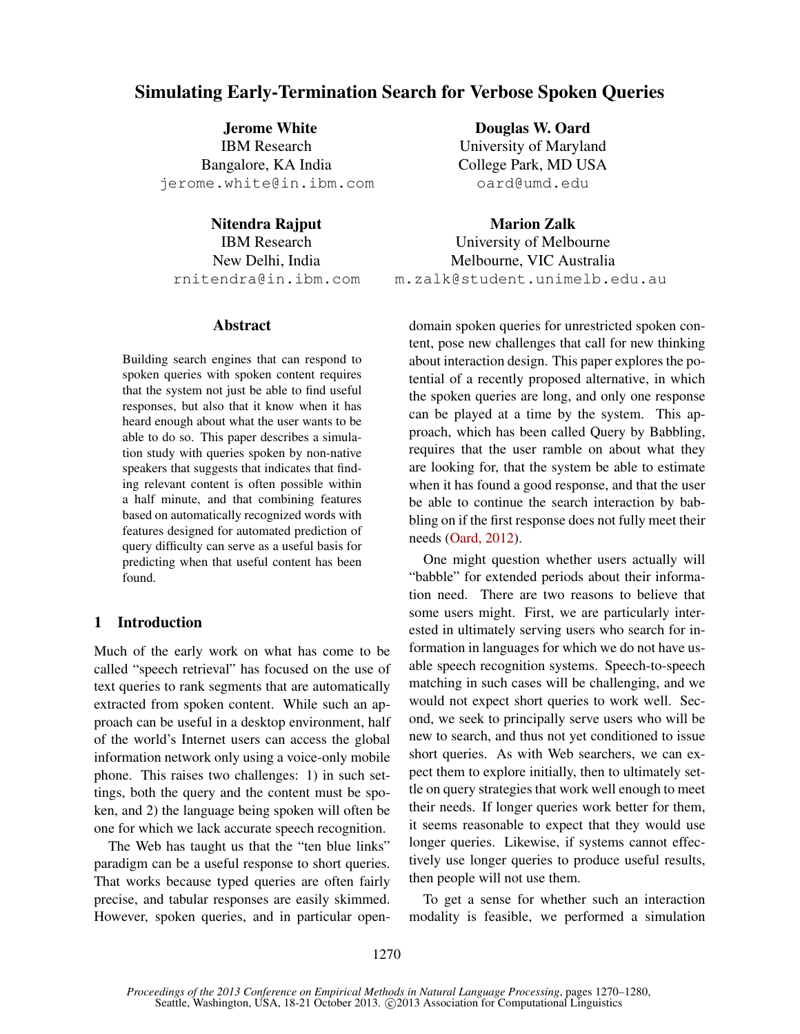# Simulating Early-Termination Search for Verbose Spoken Queries

**Jerome White**
IBM Research
Bangalore, KA India
jerome.white@in.ibm.com

**Douglas W. Oard**
University of Maryland
College Park, MD USA
oard@umd.edu

**Nitendra Rajput**
IBM Research
New Delhi, India
rnitendra@in.ibm.com

**Marion Zalk**
University of Melbourne
Melbourne, VIC Australia
m.zalk@student.unimelb.edu.au

## Abstract

Building search engines that can respond to spoken queries with spoken content requires that the system not just be able to find useful responses, but also that it know when it has heard enough about what the user wants to be able to do so. This paper describes a simulation study with queries spoken by non-native speakers that suggests that indicates that finding relevant content is often possible within a half minute, and that combining features based on automatically recognized words with features designed for automated prediction of query difficulty can serve as a useful basis for predicting when that useful content has been found.

## 1 Introduction

Much of the early work on what has come to be called "speech retrieval" has focused on the use of text queries to rank segments that are automatically extracted from spoken content. While such an approach can be useful in a desktop environment, half of the world's Internet users can access the global information network only using a voice-only mobile phone. This raises two challenges: 1) in such settings, both the query and the content must be spoken, and 2) the language being spoken will often be one for which we lack accurate speech recognition.

The Web has taught us that the "ten blue links" paradigm can be a useful response to short queries. That works because typed queries are often fairly precise, and tabular responses are easily skimmed. However, spoken queries, and in particular open-domain spoken queries for unrestricted spoken content, pose new challenges that call for new thinking about interaction design. This paper explores the potential of a recently proposed alternative, in which the spoken queries are long, and only one response can be played at a time by the system. This approach, which has been called Query by Babbling, requires that the user ramble on about what they are looking for, that the system be able to estimate when it has found a good response, and that the user be able to continue the search interaction by babbling on if the first response does not fully meet their needs (Oard, 2012).

One might question whether users actually will "babble" for extended periods about their information need. There are two reasons to believe that some users might. First, we are particularly interested in ultimately serving users who search for information in languages for which we do not have usable speech recognition systems. Speech-to-speech matching in such cases will be challenging, and we would not expect short queries to work well. Second, we seek to principally serve users who will be new to search, and thus not yet conditioned to issue short queries. As with Web searchers, we can expect them to explore initially, then to ultimately settle on query strategies that work well enough to meet their needs. If longer queries work better for them, it seems reasonable to expect that they would use longer queries. Likewise, if systems cannot effectively use longer queries to produce useful results, then people will not use them.

To get a sense for whether such an interaction modality is feasible, we performed a simulation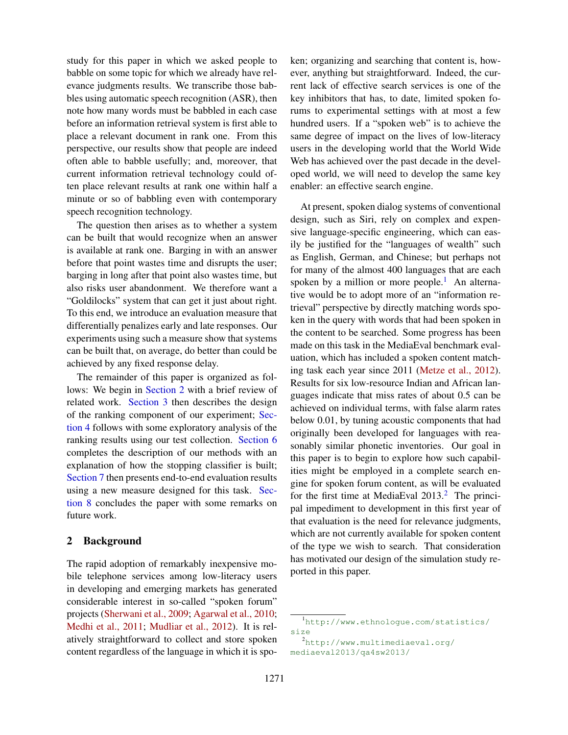study for this paper in which we asked people to babble on some topic for which we already have relevance judgments results. We transcribe those babbles using automatic speech recognition (ASR), then note how many words must be babbled in each case before an information retrieval system is first able to place a relevant document in rank one. From this perspective, our results show that people are indeed often able to babble usefully; and, moreover, that current information retrieval technology could often place relevant results at rank one within half a minute or so of babbling even with contemporary speech recognition technology.

The question then arises as to whether a system can be built that would recognize when an answer is available at rank one. Barging in with an answer before that point wastes time and disrupts the user; barging in long after that point also wastes time, but also risks user abandonment. We therefore want a "Goldilocks" system that can get it just about right. To this end, we introduce an evaluation measure that differentially penalizes early and late responses. Our experiments using such a measure show that systems can be built that, on average, do better than could be achieved by any fixed response delay.

The remainder of this paper is organized as follows: We begin in Section 2 with a brief review of related work. Section 3 then describes the design of the ranking component of our experiment; Section 4 follows with some exploratory analysis of the ranking results using our test collection. Section 6 completes the description of our methods with an explanation of how the stopping classifier is built; Section 7 then presents end-to-end evaluation results using a new measure designed for this task. Section 8 concludes the paper with some remarks on future work.

## 2 Background

The rapid adoption of remarkably inexpensive mobile telephone services among low-literacy users in developing and emerging markets has generated considerable interest in so-called "spoken forum" projects (Sherwani et al., 2009; Agarwal et al., 2010; Medhi et al., 2011; Mudliar et al., 2012). It is relatively straightforward to collect and store spoken content regardless of the language in which it is spoken; organizing and searching that content is, however, anything but straightforward. Indeed, the current lack of effective search services is one of the key inhibitors that has, to date, limited spoken forums to experimental settings with at most a few hundred users. If a "spoken web" is to achieve the same degree of impact on the lives of low-literacy users in the developing world that the World Wide Web has achieved over the past decade in the developed world, we will need to develop the same key enabler: an effective search engine.

At present, spoken dialog systems of conventional design, such as Siri, rely on complex and expensive language-specific engineering, which can easily be justified for the "languages of wealth" such as English, German, and Chinese; but perhaps not for many of the almost 400 languages that are each spoken by a million or more people.[1] An alternative would be to adopt more of an "information retrieval" perspective by directly matching words spoken in the query with words that had been spoken in the content to be searched. Some progress has been made on this task in the MediaEval benchmark evaluation, which has included a spoken content matching task each year since 2011 (Metze et al., 2012). Results for six low-resource Indian and African languages indicate that miss rates of about 0.5 can be achieved on individual terms, with false alarm rates below 0.01, by tuning acoustic components that had originally been developed for languages with reasonably similar phonetic inventories. Our goal in this paper is to begin to explore how such capabilities might be employed in a complete search engine for spoken forum content, as will be evaluated for the first time at MediaEval 2013.[2] The principal impediment to development in this first year of that evaluation is the need for relevance judgments, which are not currently available for spoken content of the type we wish to search. That consideration has motivated our design of the simulation study reported in this paper.

[1] http://www.ethnologue.com/statistics/size

[2] http://www.multimediaeval.org/mediaeval2013/qa4sw2013/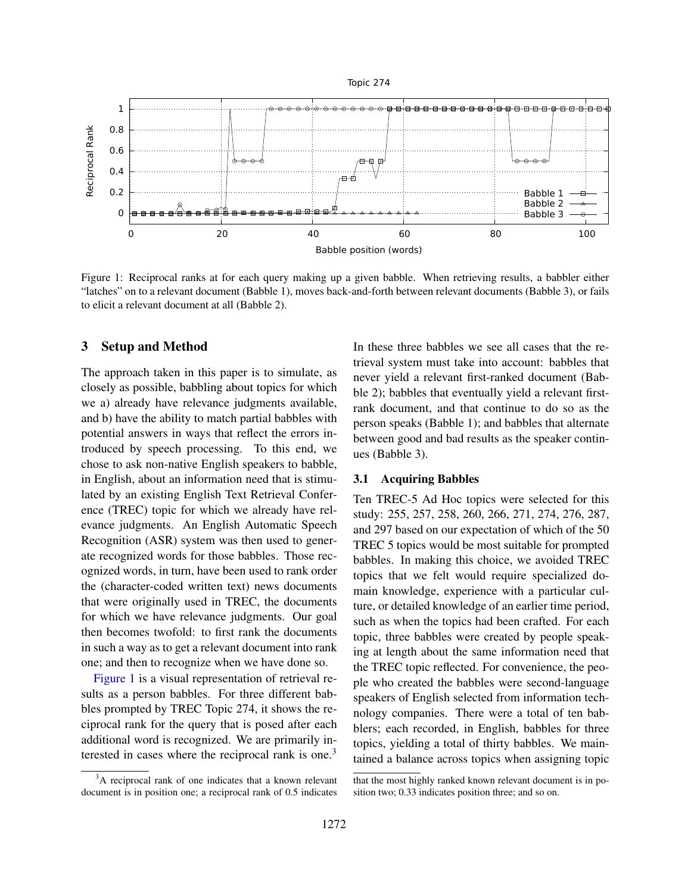Figure 1: Reciprocal ranks at for each query making up a given babble. When retrieving results, a babbler either "latches" on to a relevant document (Babble 1), moves back-and-forth between relevant documents (Babble 3), or fails to elicit a relevant document at all (Babble 2).

## 3 Setup and Method

The approach taken in this paper is to simulate, as closely as possible, babbling about topics for which we a) already have relevance judgments available, and b) have the ability to match partial babbles with potential answers in ways that reflect the errors introduced by speech processing. To this end, we chose to ask non-native English speakers to babble, in English, about an information need that is stimulated by an existing English Text Retrieval Conference (TREC) topic for which we already have relevance judgments. An English Automatic Speech Recognition (ASR) system was then used to generate recognized words for those babbles. Those recognized words, in turn, have been used to rank order the (character-coded written text) news documents that were originally used in TREC, the documents for which we have relevance judgments. Our goal then becomes twofold: to first rank the documents in such a way as to get a relevant document into rank one; and then to recognize when we have done so.

Figure 1 is a visual representation of retrieval results as a person babbles. For three different babbles prompted by TREC Topic 274, it shows the reciprocal rank for the query that is posed after each additional word is recognized. We are primarily interested in cases where the reciprocal rank is one.[3]

In these three babbles we see all cases that the retrieval system must take into account: babbles that never yield a relevant first-ranked document (Babble 2); babbles that eventually yield a relevant first-rank document, and that continue to do so as the person speaks (Babble 1); and babbles that alternate between good and bad results as the speaker continues (Babble 3).

### 3.1 Acquiring Babbles

Ten TREC-5 Ad Hoc topics were selected for this study: 255, 257, 258, 260, 266, 271, 274, 276, 287, and 297 based on our expectation of which of the 50 TREC 5 topics would be most suitable for prompted babbles. In making this choice, we avoided TREC topics that we felt would require specialized domain knowledge, experience with a particular culture, or detailed knowledge of an earlier time period, such as when the topics had been crafted. For each topic, three babbles were created by people speaking at length about the same information need that the TREC topic reflected. For convenience, the people who created the babbles were second-language speakers of English selected from information technology companies. There were a total of ten babblers; each recorded, in English, babbles for three topics, yielding a total of thirty babbles. We maintained a balance across topics when assigning topic

[3] A reciprocal rank of one indicates that a known relevant document is in position one; a reciprocal rank of 0.5 indicates that the most highly ranked known relevant document is in position two; 0.33 indicates position three; and so on.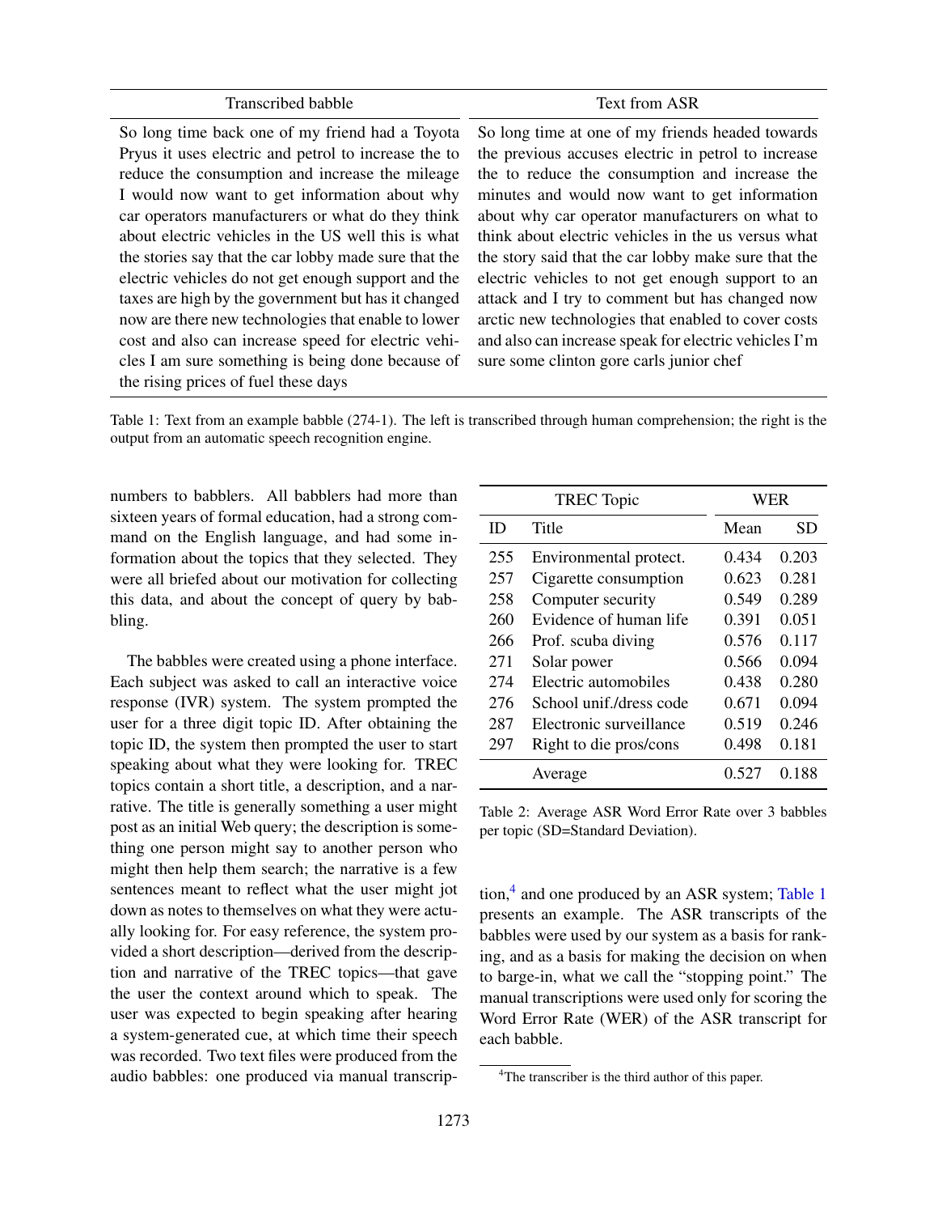| Transcribed babble | Text from ASR |
|---|---|
| So long time back one of my friend had a Toyota Pryus it uses electric and petrol to increase the to reduce the consumption and increase the mileage I would now want to get information about why car operators manufacturers or what do they think about electric vehicles in the US well this is what the stories say that the car lobby made sure that the electric vehicles do not get enough support and the taxes are high by the government but has it changed now are there new technologies that enable to lower cost and also can increase speed for electric vehicles I am sure something is being done because of the rising prices of fuel these days | So long time at one of my friends headed towards the previous accuses electric in petrol to increase the to reduce the consumption and increase the minutes and would now want to get information about why car operator manufacturers on what to think about electric vehicles in the us versus what the story said that the car lobby make sure that the electric vehicles to not get enough support to an attack and I try to comment but has changed now arctic new technologies that enabled to cover costs and also can increase speak for electric vehicles I'm sure some clinton gore carls junior chef |

Table 1: Text from an example babble (274-1). The left is transcribed through human comprehension; the right is the output from an automatic speech recognition engine.

numbers to babblers. All babblers had more than sixteen years of formal education, had a strong command on the English language, and had some information about the topics that they selected. They were all briefed about our motivation for collecting this data, and about the concept of query by babbling.

The babbles were created using a phone interface. Each subject was asked to call an interactive voice response (IVR) system. The system prompted the user for a three digit topic ID. After obtaining the topic ID, the system then prompted the user to start speaking about what they were looking for. TREC topics contain a short title, a description, and a narrative. The title is generally something a user might post as an initial Web query; the description is something one person might say to another person who might then help them search; the narrative is a few sentences meant to reflect what the user might jot down as notes to themselves on what they were actually looking for. For easy reference, the system provided a short description—derived from the description and narrative of the TREC topics—that gave the user the context around which to speak. The user was expected to begin speaking after hearing a system-generated cue, at which time their speech was recorded. Two text files were produced from the audio babbles: one produced via manual transcription,[4] and one produced by an ASR system; Table 1 presents an example. The ASR transcripts of the babbles were used by our system as a basis for ranking, and as a basis for making the decision on when to barge-in, what we call the "stopping point." The manual transcriptions were used only for scoring the Word Error Rate (WER) of the ASR transcript for each babble.

| TREC Topic | | WER | |
|---|---|---|---|
| ID | Title | Mean | SD |
| 255 | Environmental protect. | 0.434 | 0.203 |
| 257 | Cigarette consumption | 0.623 | 0.281 |
| 258 | Computer security | 0.549 | 0.289 |
| 260 | Evidence of human life | 0.391 | 0.051 |
| 266 | Prof. scuba diving | 0.576 | 0.117 |
| 271 | Solar power | 0.566 | 0.094 |
| 274 | Electric automobiles | 0.438 | 0.280 |
| 276 | School unif./dress code | 0.671 | 0.094 |
| 287 | Electronic surveillance | 0.519 | 0.246 |
| 297 | Right to die pros/cons | 0.498 | 0.181 |
| | Average | 0.527 | 0.188 |

Table 2: Average ASR Word Error Rate over 3 babbles per topic (SD=Standard Deviation).

[4]The transcriber is the third author of this paper.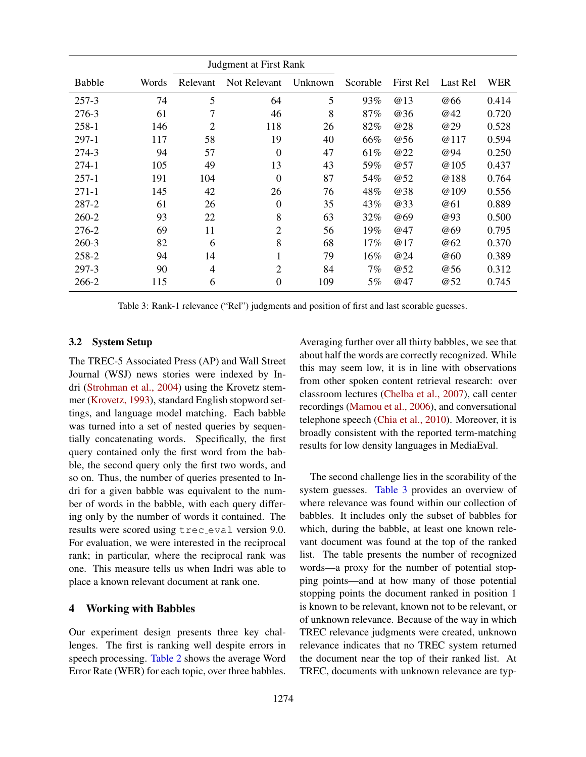| Babble | Words | Judgment at First Rank | | | Scorable | First Rel | Last Rel | WER |
|---|---|---|---|---|---|---|---|---|
| | | Relevant | Not Relevant | Unknown | | | | |
| 257-3 | 74 | 5 | 64 | 5 | 93% | @13 | @66 | 0.414 |
| 276-3 | 61 | 7 | 46 | 8 | 87% | @36 | @42 | 0.720 |
| 258-1 | 146 | 2 | 118 | 26 | 82% | @28 | @29 | 0.528 |
| 297-1 | 117 | 58 | 19 | 40 | 66% | @56 | @117 | 0.594 |
| 274-3 | 94 | 57 | 0 | 47 | 61% | @22 | @94 | 0.250 |
| 274-1 | 105 | 49 | 13 | 43 | 59% | @57 | @105 | 0.437 |
| 257-1 | 191 | 104 | 0 | 87 | 54% | @52 | @188 | 0.764 |
| 271-1 | 145 | 42 | 26 | 76 | 48% | @38 | @109 | 0.556 |
| 287-2 | 61 | 26 | 0 | 35 | 43% | @33 | @61 | 0.889 |
| 260-2 | 93 | 22 | 8 | 63 | 32% | @69 | @93 | 0.500 |
| 276-2 | 69 | 11 | 2 | 56 | 19% | @47 | @69 | 0.795 |
| 260-3 | 82 | 6 | 8 | 68 | 17% | @17 | @62 | 0.370 |
| 258-2 | 94 | 14 | 1 | 79 | 16% | @24 | @60 | 0.389 |
| 297-3 | 90 | 4 | 2 | 84 | 7% | @52 | @56 | 0.312 |
| 266-2 | 115 | 6 | 0 | 109 | 5% | @47 | @52 | 0.745 |

Table 3: Rank-1 relevance ("Rel") judgments and position of first and last scorable guesses.

### 3.2 System Setup

The TREC-5 Associated Press (AP) and Wall Street Journal (WSJ) news stories were indexed by Indri (Strohman et al., 2004) using the Krovetz stemmer (Krovetz, 1993), standard English stopword settings, and language model matching. Each babble was turned into a set of nested queries by sequentially concatenating words. Specifically, the first query contained only the first word from the babble, the second query only the first two words, and so on. Thus, the number of queries presented to Indri for a given babble was equivalent to the number of words in the babble, with each query differing only by the number of words it contained. The results were scored using `trec_eval` version 9.0. For evaluation, we were interested in the reciprocal rank; in particular, where the reciprocal rank was one. This measure tells us when Indri was able to place a known relevant document at rank one.

## 4 Working with Babbles

Our experiment design presents three key challenges. The first is ranking well despite errors in speech processing. Table 2 shows the average Word Error Rate (WER) for each topic, over three babbles. Averaging further over all thirty babbles, we see that about half the words are correctly recognized. While this may seem low, it is in line with observations from other spoken content retrieval research: over classroom lectures (Chelba et al., 2007), call center recordings (Mamou et al., 2006), and conversational telephone speech (Chia et al., 2010). Moreover, it is broadly consistent with the reported term-matching results for low density languages in MediaEval.

The second challenge lies in the scorability of the system guesses. Table 3 provides an overview of where relevance was found within our collection of babbles. It includes only the subset of babbles for which, during the babble, at least one known relevant document was found at the top of the ranked list. The table presents the number of recognized words—a proxy for the number of potential stopping points—and at how many of those potential stopping points the document ranked in position 1 is known to be relevant, known not to be relevant, or of unknown relevance. Because of the way in which TREC relevance judgments were created, unknown relevance indicates that no TREC system returned the document near the top of their ranked list. At TREC, documents with unknown relevance are typ-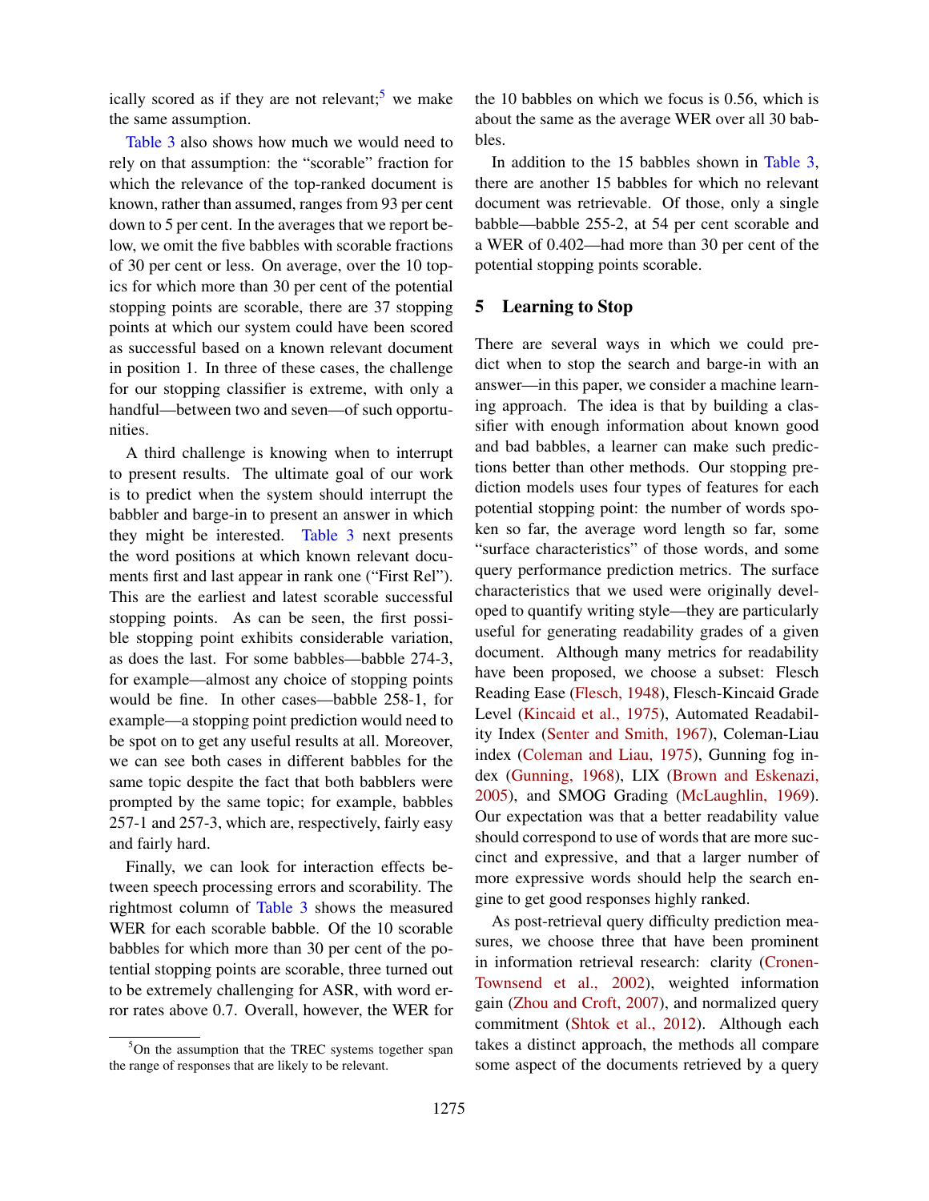ically scored as if they are not relevant;[5] we make the same assumption.

Table 3 also shows how much we would need to rely on that assumption: the "scorable" fraction for which the relevance of the top-ranked document is known, rather than assumed, ranges from 93 per cent down to 5 per cent. In the averages that we report below, we omit the five babbles with scorable fractions of 30 per cent or less. On average, over the 10 topics for which more than 30 per cent of the potential stopping points are scorable, there are 37 stopping points at which our system could have been scored as successful based on a known relevant document in position 1. In three of these cases, the challenge for our stopping classifier is extreme, with only a handful—between two and seven—of such opportunities.

A third challenge is knowing when to interrupt to present results. The ultimate goal of our work is to predict when the system should interrupt the babbler and barge-in to present an answer in which they might be interested. Table 3 next presents the word positions at which known relevant documents first and last appear in rank one ("First Rel"). This are the earliest and latest scorable successful stopping points. As can be seen, the first possible stopping point exhibits considerable variation, as does the last. For some babbles—babble 274-3, for example—almost any choice of stopping points would be fine. In other cases—babble 258-1, for example—a stopping point prediction would need to be spot on to get any useful results at all. Moreover, we can see both cases in different babbles for the same topic despite the fact that both babblers were prompted by the same topic; for example, babbles 257-1 and 257-3, which are, respectively, fairly easy and fairly hard.

Finally, we can look for interaction effects between speech processing errors and scorability. The rightmost column of Table 3 shows the measured WER for each scorable babble. Of the 10 scorable babbles for which more than 30 per cent of the potential stopping points are scorable, three turned out to be extremely challenging for ASR, with word error rates above 0.7. Overall, however, the WER for the 10 babbles on which we focus is 0.56, which is about the same as the average WER over all 30 babbles.

In addition to the 15 babbles shown in Table 3, there are another 15 babbles for which no relevant document was retrievable. Of those, only a single babble—babble 255-2, at 54 per cent scorable and a WER of 0.402—had more than 30 per cent of the potential stopping points scorable.

## 5 Learning to Stop

There are several ways in which we could predict when to stop the search and barge-in with an answer—in this paper, we consider a machine learning approach. The idea is that by building a classifier with enough information about known good and bad babbles, a learner can make such predictions better than other methods. Our stopping prediction models uses four types of features for each potential stopping point: the number of words spoken so far, the average word length so far, some "surface characteristics" of those words, and some query performance prediction metrics. The surface characteristics that we used were originally developed to quantify writing style—they are particularly useful for generating readability grades of a given document. Although many metrics for readability have been proposed, we choose a subset: Flesch Reading Ease (Flesch, 1948), Flesch-Kincaid Grade Level (Kincaid et al., 1975), Automated Readability Index (Senter and Smith, 1967), Coleman-Liau index (Coleman and Liau, 1975), Gunning fog index (Gunning, 1968), LIX (Brown and Eskenazi, 2005), and SMOG Grading (McLaughlin, 1969). Our expectation was that a better readability value should correspond to use of words that are more succinct and expressive, and that a larger number of more expressive words should help the search engine to get good responses highly ranked.

As post-retrieval query difficulty prediction measures, we choose three that have been prominent in information retrieval research: clarity (Cronen-Townsend et al., 2002), weighted information gain (Zhou and Croft, 2007), and normalized query commitment (Shtok et al., 2012). Although each takes a distinct approach, the methods all compare some aspect of the documents retrieved by a query

[5] On the assumption that the TREC systems together span the range of responses that are likely to be relevant.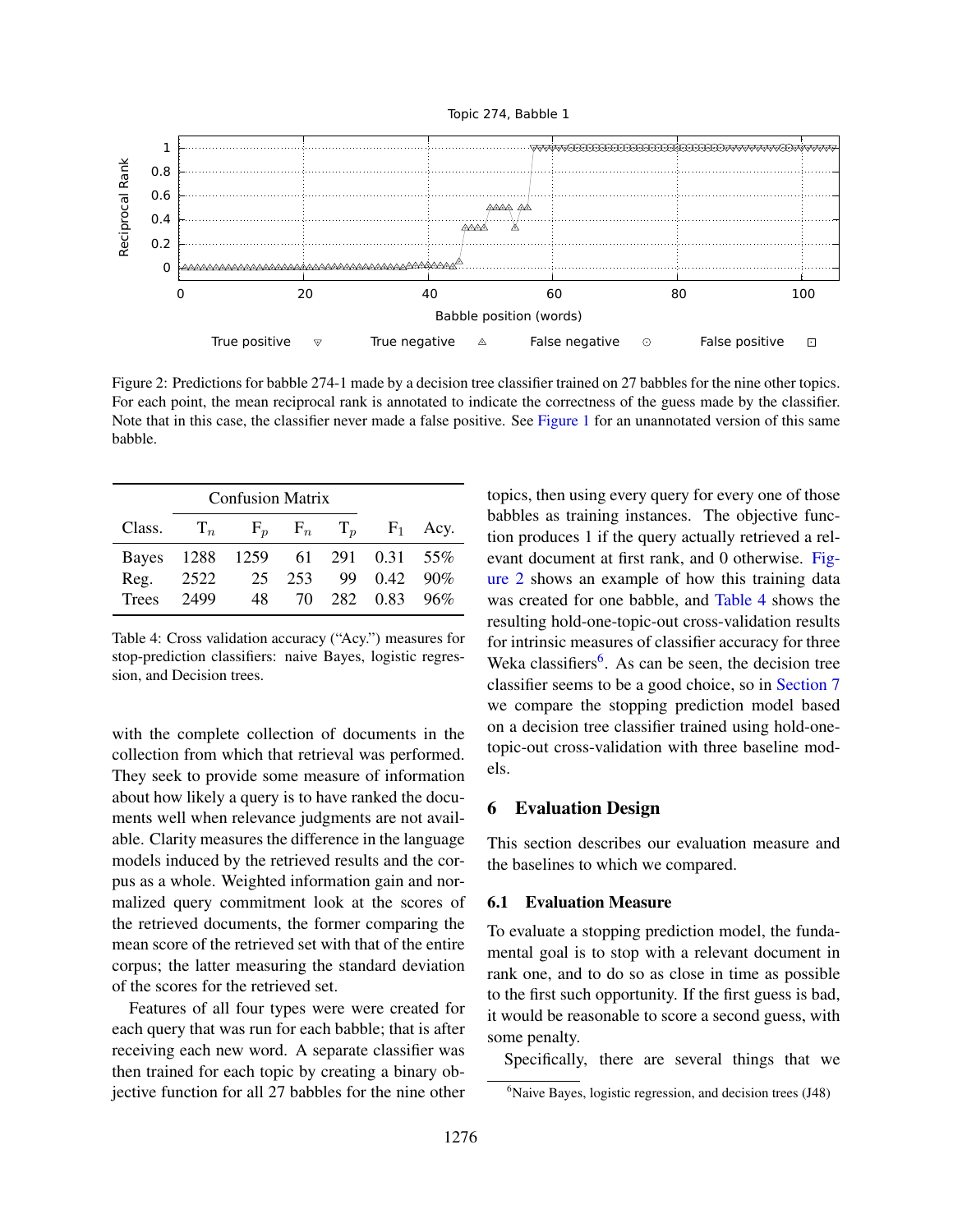Figure 2: Predictions for babble 274-1 made by a decision tree classifier trained on 27 babbles for the nine other topics. For each point, the mean reciprocal rank is annotated to indicate the correctness of the guess made by the classifier. Note that in this case, the classifier never made a false positive. See Figure 1 for an unannotated version of this same babble.

| Class. | Confusion Matrix | | | | $F_1$ | Acy. |
|---|---|---|---|---|---|---|
| | $T_n$ | $F_p$ | $F_n$ | $T_p$ | | |
| Bayes | 1288 | 1259 | 61 | 291 | 0.31 | 55% |
| Reg. | 2522 | 25 | 253 | 99 | 0.42 | 90% |
| Trees | 2499 | 48 | 70 | 282 | 0.83 | 96% |

Table 4: Cross validation accuracy ("Acy.") measures for stop-prediction classifiers: naive Bayes, logistic regression, and Decision trees.

with the complete collection of documents in the collection from which that retrieval was performed. They seek to provide some measure of information about how likely a query is to have ranked the documents well when relevance judgments are not available. Clarity measures the difference in the language models induced by the retrieved results and the corpus as a whole. Weighted information gain and normalized query commitment look at the scores of the retrieved documents, the former comparing the mean score of the retrieved set with that of the entire corpus; the latter measuring the standard deviation of the scores for the retrieved set.

Features of all four types were were created for each query that was run for each babble; that is after receiving each new word. A separate classifier was then trained for each topic by creating a binary objective function for all 27 babbles for the nine other topics, then using every query for every one of those babbles as training instances. The objective function produces 1 if the query actually retrieved a relevant document at first rank, and 0 otherwise. Figure 2 shows an example of how this training data was created for one babble, and Table 4 shows the resulting hold-one-topic-out cross-validation results for intrinsic measures of classifier accuracy for three Weka classifiers[6]. As can be seen, the decision tree classifier seems to be a good choice, so in Section 7 we compare the stopping prediction model based on a decision tree classifier trained using hold-one-topic-out cross-validation with three baseline models.

## 6 Evaluation Design

This section describes our evaluation measure and the baselines to which we compared.

### 6.1 Evaluation Measure

To evaluate a stopping prediction model, the fundamental goal is to stop with a relevant document in rank one, and to do so as close in time as possible to the first such opportunity. If the first guess is bad, it would be reasonable to score a second guess, with some penalty.

Specifically, there are several things that we

[6] Naive Bayes, logistic regression, and decision trees (J48)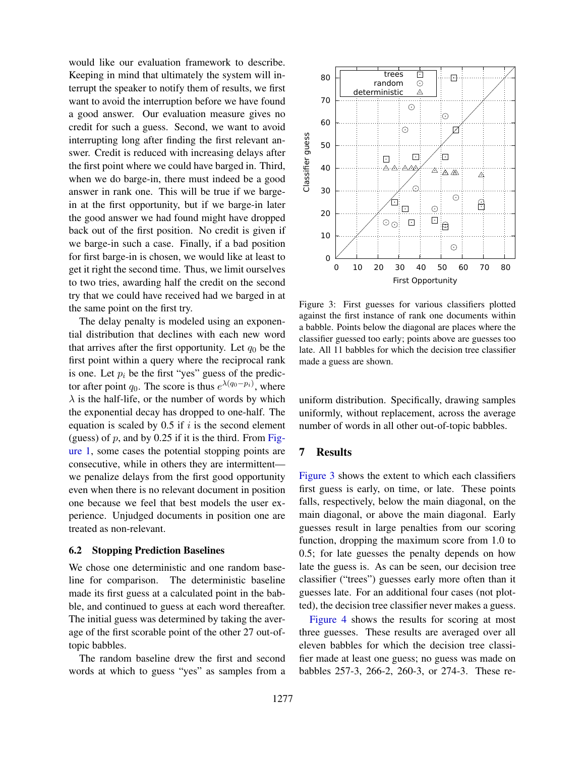would like our evaluation framework to describe. Keeping in mind that ultimately the system will interrupt the speaker to notify them of results, we first want to avoid the interruption before we have found a good answer. Our evaluation measure gives no credit for such a guess. Second, we want to avoid interrupting long after finding the first relevant answer. Credit is reduced with increasing delays after the first point where we could have barged in. Third, when we do barge-in, there must indeed be a good answer in rank one. This will be true if we barge-in at the first opportunity, but if we barge-in later the good answer we had found might have dropped back out of the first position. No credit is given if we barge-in such a case. Finally, if a bad position for first barge-in is chosen, we would like at least to get it right the second time. Thus, we limit ourselves to two tries, awarding half the credit on the second try that we could have received had we barged in at the same point on the first try.

The delay penalty is modeled using an exponential distribution that declines with each new word that arrives after the first opportunity. Let $q_0$ be the first point within a query where the reciprocal rank is one. Let $p_i$ be the first "yes" guess of the predictor after point $q_0$. The score is thus $e^{\lambda(q_0 - p_i)}$, where $\lambda$ is the half-life, or the number of words by which the exponential decay has dropped to one-half. The equation is scaled by 0.5 if $i$ is the second element (guess) of $p$, and by 0.25 if it is the third. From Figure 1, some cases the potential stopping points are consecutive, while in others they are intermittent—we penalize delays from the first good opportunity even when there is no relevant document in position one because we feel that best models the user experience. Unjudged documents in position one are treated as non-relevant.

### 6.2 Stopping Prediction Baselines

We chose one deterministic and one random baseline for comparison. The deterministic baseline made its first guess at a calculated point in the babble, and continued to guess at each word thereafter. The initial guess was determined by taking the average of the first scorable point of the other 27 out-of-topic babbles.

The random baseline drew the first and second words at which to guess "yes" as samples from a uniform distribution. Specifically, drawing samples uniformly, without replacement, across the average number of words in all other out-of-topic babbles.

Figure 3: First guesses for various classifiers plotted against the first instance of rank one documents within a babble. Points below the diagonal are places where the classifier guessed too early; points above are guesses too late. All 11 babbles for which the decision tree classifier made a guess are shown.

## 7 Results

Figure 3 shows the extent to which each classifiers first guess is early, on time, or late. These points falls, respectively, below the main diagonal, on the main diagonal, or above the main diagonal. Early guesses result in large penalties from our scoring function, dropping the maximum score from 1.0 to 0.5; for late guesses the penalty depends on how late the guess is. As can be seen, our decision tree classifier ("trees") guesses early more often than it guesses late. For an additional four cases (not plotted), the decision tree classifier never makes a guess.

Figure 4 shows the results for scoring at most three guesses. These results are averaged over all eleven babbles for which the decision tree classifier made at least one guess; no guess was made on babbles 257-3, 266-2, 260-3, or 274-3. These re-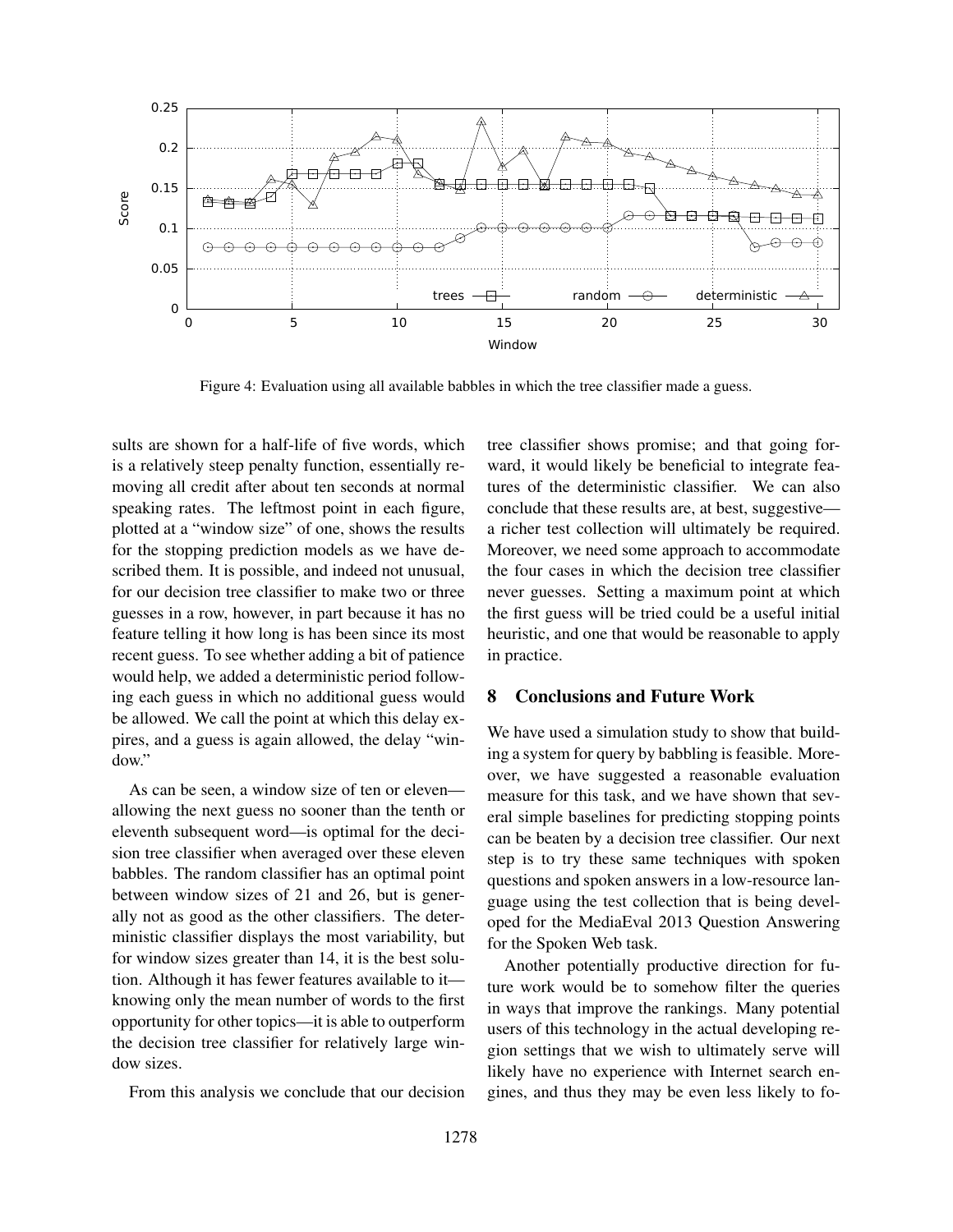Figure 4: Evaluation using all available babbles in which the tree classifier made a guess.

sults are shown for a half-life of five words, which is a relatively steep penalty function, essentially removing all credit after about ten seconds at normal speaking rates. The leftmost point in each figure, plotted at a "window size" of one, shows the results for the stopping prediction models as we have described them. It is possible, and indeed not unusual, for our decision tree classifier to make two or three guesses in a row, however, in part because it has no feature telling it how long is has been since its most recent guess. To see whether adding a bit of patience would help, we added a deterministic period following each guess in which no additional guess would be allowed. We call the point at which this delay expires, and a guess is again allowed, the delay "window."

As can be seen, a window size of ten or eleven—allowing the next guess no sooner than the tenth or eleventh subsequent word—is optimal for the decision tree classifier when averaged over these eleven babbles. The random classifier has an optimal point between window sizes of 21 and 26, but is generally not as good as the other classifiers. The deterministic classifier displays the most variability, but for window sizes greater than 14, it is the best solution. Although it has fewer features available to it—knowing only the mean number of words to the first opportunity for other topics—it is able to outperform the decision tree classifier for relatively large window sizes.

From this analysis we conclude that our decision tree classifier shows promise; and that going forward, it would likely be beneficial to integrate features of the deterministic classifier. We can also conclude that these results are, at best, suggestive—a richer test collection will ultimately be required. Moreover, we need some approach to accommodate the four cases in which the decision tree classifier never guesses. Setting a maximum point at which the first guess will be tried could be a useful initial heuristic, and one that would be reasonable to apply in practice.

## 8 Conclusions and Future Work

We have used a simulation study to show that building a system for query by babbling is feasible. Moreover, we have suggested a reasonable evaluation measure for this task, and we have shown that several simple baselines for predicting stopping points can be beaten by a decision tree classifier. Our next step is to try these same techniques with spoken questions and spoken answers in a low-resource language using the test collection that is being developed for the MediaEval 2013 Question Answering for the Spoken Web task.

Another potentially productive direction for future work would be to somehow filter the queries in ways that improve the rankings. Many potential users of this technology in the actual developing region settings that we wish to ultimately serve will likely have no experience with Internet search engines, and thus they may be even less likely to fo-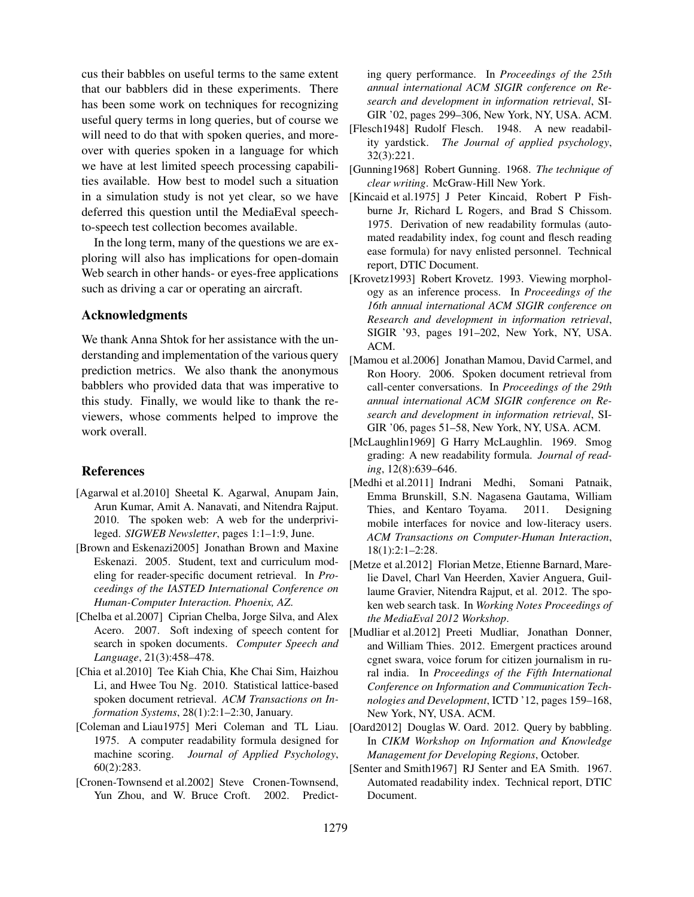cus their babbles on useful terms to the same extent that our babblers did in these experiments. There has been some work on techniques for recognizing useful query terms in long queries, but of course we will need to do that with spoken queries, and moreover with queries spoken in a language for which we have at lest limited speech processing capabilities available. How best to model such a situation in a simulation study is not yet clear, so we have deferred this question until the MediaEval speech-to-speech test collection becomes available.

In the long term, many of the questions we are exploring will also has implications for open-domain Web search in other hands- or eyes-free applications such as driving a car or operating an aircraft.

## Acknowledgments

We thank Anna Shtok for her assistance with the understanding and implementation of the various query prediction metrics. We also thank the anonymous babblers who provided data that was imperative to this study. Finally, we would like to thank the reviewers, whose comments helped to improve the work overall.

## References

[Agarwal et al.2010] Sheetal K. Agarwal, Anupam Jain, Arun Kumar, Amit A. Nanavati, and Nitendra Rajput. 2010. The spoken web: A web for the underprivileged. *SIGWEB Newsletter*, pages 1:1–1:9, June.

[Brown and Eskenazi2005] Jonathan Brown and Maxine Eskenazi. 2005. Student, text and curriculum modeling for reader-specific document retrieval. In *Proceedings of the IASTED International Conference on Human-Computer Interaction. Phoenix, AZ.*

[Chelba et al.2007] Ciprian Chelba, Jorge Silva, and Alex Acero. 2007. Soft indexing of speech content for search in spoken documents. *Computer Speech and Language*, 21(3):458–478.

[Chia et al.2010] Tee Kiah Chia, Khe Chai Sim, Haizhou Li, and Hwee Tou Ng. 2010. Statistical lattice-based spoken document retrieval. *ACM Transactions on Information Systems*, 28(1):2:1–2:30, January.

[Coleman and Liau1975] Meri Coleman and TL Liau. 1975. A computer readability formula designed for machine scoring. *Journal of Applied Psychology*, 60(2):283.

[Cronen-Townsend et al.2002] Steve Cronen-Townsend, Yun Zhou, and W. Bruce Croft. 2002. Predicting query performance. In *Proceedings of the 25th annual international ACM SIGIR conference on Research and development in information retrieval*, SIGIR '02, pages 299–306, New York, NY, USA. ACM.

[Flesch1948] Rudolf Flesch. 1948. A new readability yardstick. *The Journal of applied psychology*, 32(3):221.

[Gunning1968] Robert Gunning. 1968. *The technique of clear writing*. McGraw-Hill New York.

[Kincaid et al.1975] J Peter Kincaid, Robert P Fishburne Jr, Richard L Rogers, and Brad S Chissom. 1975. Derivation of new readability formulas (automated readability index, fog count and flesch reading ease formula) for navy enlisted personnel. Technical report, DTIC Document.

[Krovetz1993] Robert Krovetz. 1993. Viewing morphology as an inference process. In *Proceedings of the 16th annual international ACM SIGIR conference on Research and development in information retrieval*, SIGIR '93, pages 191–202, New York, NY, USA. ACM.

[Mamou et al.2006] Jonathan Mamou, David Carmel, and Ron Hoory. 2006. Spoken document retrieval from call-center conversations. In *Proceedings of the 29th annual international ACM SIGIR conference on Research and development in information retrieval*, SIGIR '06, pages 51–58, New York, NY, USA. ACM.

[McLaughlin1969] G Harry McLaughlin. 1969. Smog grading: A new readability formula. *Journal of reading*, 12(8):639–646.

[Medhi et al.2011] Indrani Medhi, Somani Patnaik, Emma Brunskill, S.N. Nagasena Gautama, William Thies, and Kentaro Toyama. 2011. Designing mobile interfaces for novice and low-literacy users. *ACM Transactions on Computer-Human Interaction*, 18(1):2:1–2:28.

[Metze et al.2012] Florian Metze, Etienne Barnard, Marelie Davel, Charl Van Heerden, Xavier Anguera, Guillaume Gravier, Nitendra Rajput, et al. 2012. The spoken web search task. In *Working Notes Proceedings of the MediaEval 2012 Workshop*.

[Mudliar et al.2012] Preeti Mudliar, Jonathan Donner, and William Thies. 2012. Emergent practices around cgnet swara, voice forum for citizen journalism in rural india. In *Proceedings of the Fifth International Conference on Information and Communication Technologies and Development*, ICTD '12, pages 159–168, New York, NY, USA. ACM.

[Oard2012] Douglas W. Oard. 2012. Query by babbling. In *CIKM Workshop on Information and Knowledge Management for Developing Regions*, October.

[Senter and Smith1967] RJ Senter and EA Smith. 1967. Automated readability index. Technical report, DTIC Document.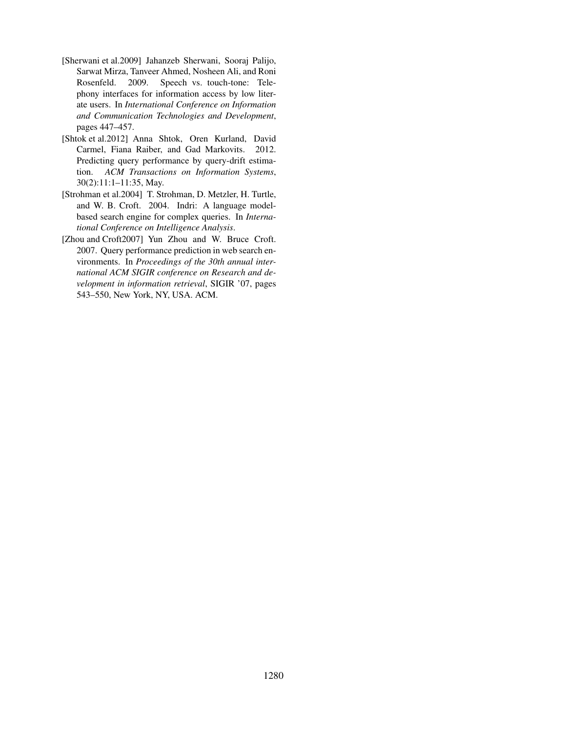[Sherwani et al.2009] Jahanzeb Sherwani, Sooraj Palijo, Sarwat Mirza, Tanveer Ahmed, Nosheen Ali, and Roni Rosenfeld. 2009. Speech vs. touch-tone: Telephony interfaces for information access by low literate users. In *International Conference on Information and Communication Technologies and Development*, pages 447–457.

[Shtok et al.2012] Anna Shtok, Oren Kurland, David Carmel, Fiana Raiber, and Gad Markovits. 2012. Predicting query performance by query-drift estimation. *ACM Transactions on Information Systems*, 30(2):11:1–11:35, May.

[Strohman et al.2004] T. Strohman, D. Metzler, H. Turtle, and W. B. Croft. 2004. Indri: A language model-based search engine for complex queries. In *International Conference on Intelligence Analysis*.

[Zhou and Croft2007] Yun Zhou and W. Bruce Croft. 2007. Query performance prediction in web search environments. In *Proceedings of the 30th annual international ACM SIGIR conference on Research and development in information retrieval*, SIGIR '07, pages 543–550, New York, NY, USA. ACM.